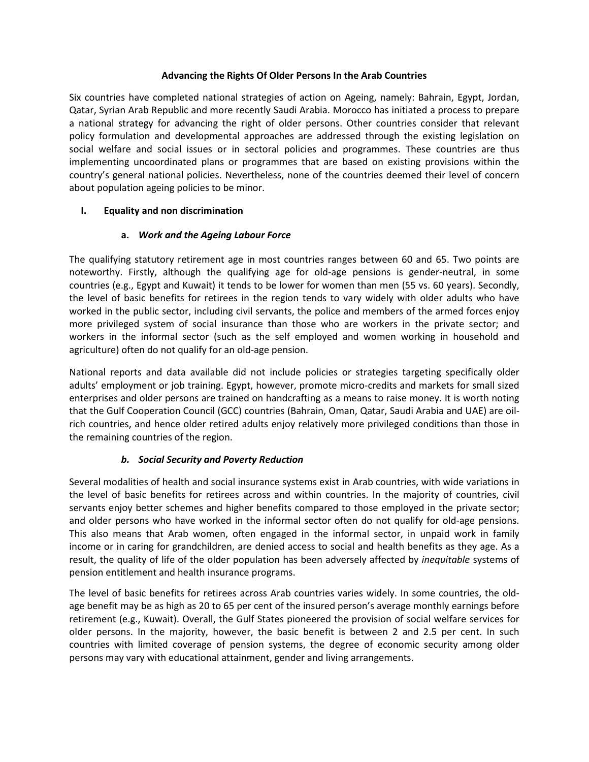# Advancing the Rights Of Older Persons In the Arab Countries

Six countries have completed national strategies of action on Ageing, namely: Bahrain, Egypt, Jordan, Qatar, Syrian Arab Republic and more recently Saudi Arabia. Morocco has initiated a process to prepare a national strategy for advancing the right of older persons. Other countries consider that relevant policy formulation and developmental approaches are addressed through the existing legislation on social welfare and social issues or in sectoral policies and programmes. These countries are thus implementing uncoordinated plans or programmes that are based on existing provisions within the country's general national policies. Nevertheless, none of the countries deemed their level of concern about population ageing policies to be minor.

## I. Equality and non discrimination

### a. *Work and the Ageing Labour Force*

The qualifying statutory retirement age in most countries ranges between 60 and 65. Two points are noteworthy. Firstly, although the qualifying age for old-age pensions is gender-neutral, in some countries (e.g., Egypt and Kuwait) it tends to be lower for women than men (55 vs. 60 years). Secondly, the level of basic benefits for retirees in the region tends to vary widely with older adults who have worked in the public sector, including civil servants, the police and members of the armed forces enjoy more privileged system of social insurance than those who are workers in the private sector; and workers in the informal sector (such as the self employed and women working in household and agriculture) often do not qualify for an old-age pension.

National reports and data available did not include policies or strategies targeting specifically older adults' employment or job training. Egypt, however, promote micro-credits and markets for small sized enterprises and older persons are trained on handcrafting as a means to raise money. It is worth noting that the Gulf Cooperation Council (GCC) countries (Bahrain, Oman, Qatar, Saudi Arabia and UAE) are oil-rich countries, and hence older retired adults enjoy relatively more privileged conditions than those in the remaining countries of the region.

### *b. Social Security and Poverty Reduction*

Several modalities of health and social insurance systems exist in Arab countries, with wide variations in the level of basic benefits for retirees across and within countries. In the majority of countries, civil servants enjoy better schemes and higher benefits compared to those employed in the private sector; and older persons who have worked in the informal sector often do not qualify for old-age pensions. This also means that Arab women, often engaged in the informal sector, in unpaid work in family income or in caring for grandchildren, are denied access to social and health benefits as they age. As a result, the quality of life of the older population has been adversely affected by *inequitable* systems of pension entitlement and health insurance programs.

The level of basic benefits for retirees across Arab countries varies widely. In some countries, the old-age benefit may be as high as 20 to 65 per cent of the insured person's average monthly earnings before retirement (e.g., Kuwait). Overall, the Gulf States pioneered the provision of social welfare services for older persons. In the majority, however, the basic benefit is between 2 and 2.5 per cent. In such countries with limited coverage of pension systems, the degree of economic security among older persons may vary with educational attainment, gender and living arrangements.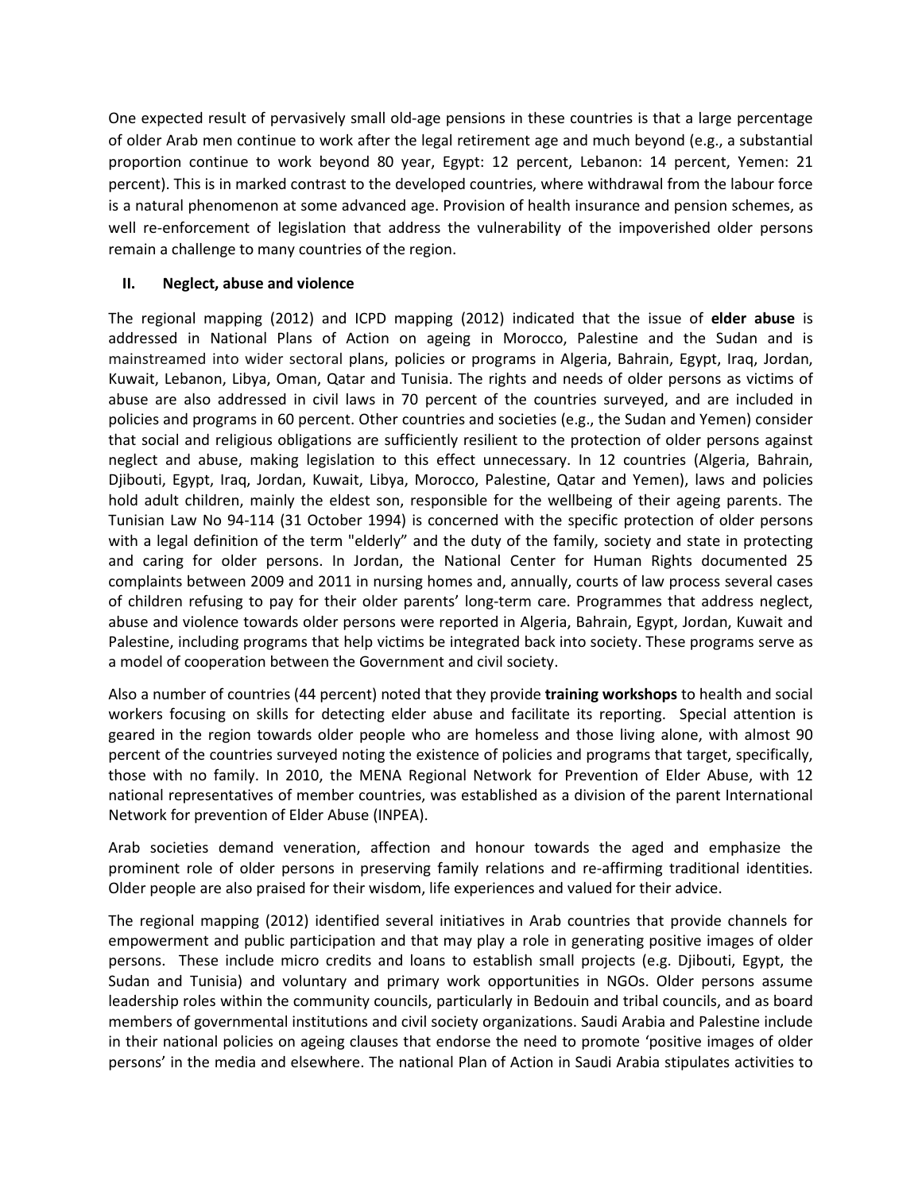One expected result of pervasively small old-age pensions in these countries is that a large percentage of older Arab men continue to work after the legal retirement age and much beyond (e.g., a substantial proportion continue to work beyond 80 year, Egypt: 12 percent, Lebanon: 14 percent, Yemen: 21 percent). This is in marked contrast to the developed countries, where withdrawal from the labour force is a natural phenomenon at some advanced age. Provision of health insurance and pension schemes, as well re-enforcement of legislation that address the vulnerability of the impoverished older persons remain a challenge to many countries of the region.

## II. Neglect, abuse and violence

The regional mapping (2012) and ICPD mapping (2012) indicated that the issue of **elder abuse** is addressed in National Plans of Action on ageing in Morocco, Palestine and the Sudan and is mainstreamed into wider sectoral plans, policies or programs in Algeria, Bahrain, Egypt, Iraq, Jordan, Kuwait, Lebanon, Libya, Oman, Qatar and Tunisia. The rights and needs of older persons as victims of abuse are also addressed in civil laws in 70 percent of the countries surveyed, and are included in policies and programs in 60 percent. Other countries and societies (e.g., the Sudan and Yemen) consider that social and religious obligations are sufficiently resilient to the protection of older persons against neglect and abuse, making legislation to this effect unnecessary. In 12 countries (Algeria, Bahrain, Djibouti, Egypt, Iraq, Jordan, Kuwait, Libya, Morocco, Palestine, Qatar and Yemen), laws and policies hold adult children, mainly the eldest son, responsible for the wellbeing of their ageing parents. The Tunisian Law No 94-114 (31 October 1994) is concerned with the specific protection of older persons with a legal definition of the term "elderly" and the duty of the family, society and state in protecting and caring for older persons. In Jordan, the National Center for Human Rights documented 25 complaints between 2009 and 2011 in nursing homes and, annually, courts of law process several cases of children refusing to pay for their older parents' long-term care. Programmes that address neglect, abuse and violence towards older persons were reported in Algeria, Bahrain, Egypt, Jordan, Kuwait and Palestine, including programs that help victims be integrated back into society. These programs serve as a model of cooperation between the Government and civil society.

Also a number of countries (44 percent) noted that they provide **training workshops** to health and social workers focusing on skills for detecting elder abuse and facilitate its reporting. Special attention is geared in the region towards older people who are homeless and those living alone, with almost 90 percent of the countries surveyed noting the existence of policies and programs that target, specifically, those with no family. In 2010, the MENA Regional Network for Prevention of Elder Abuse, with 12 national representatives of member countries, was established as a division of the parent International Network for prevention of Elder Abuse (INPEA).

Arab societies demand veneration, affection and honour towards the aged and emphasize the prominent role of older persons in preserving family relations and re-affirming traditional identities. Older people are also praised for their wisdom, life experiences and valued for their advice.

The regional mapping (2012) identified several initiatives in Arab countries that provide channels for empowerment and public participation and that may play a role in generating positive images of older persons. These include micro credits and loans to establish small projects (e.g. Djibouti, Egypt, the Sudan and Tunisia) and voluntary and primary work opportunities in NGOs. Older persons assume leadership roles within the community councils, particularly in Bedouin and tribal councils, and as board members of governmental institutions and civil society organizations. Saudi Arabia and Palestine include in their national policies on ageing clauses that endorse the need to promote 'positive images of older persons' in the media and elsewhere. The national Plan of Action in Saudi Arabia stipulates activities to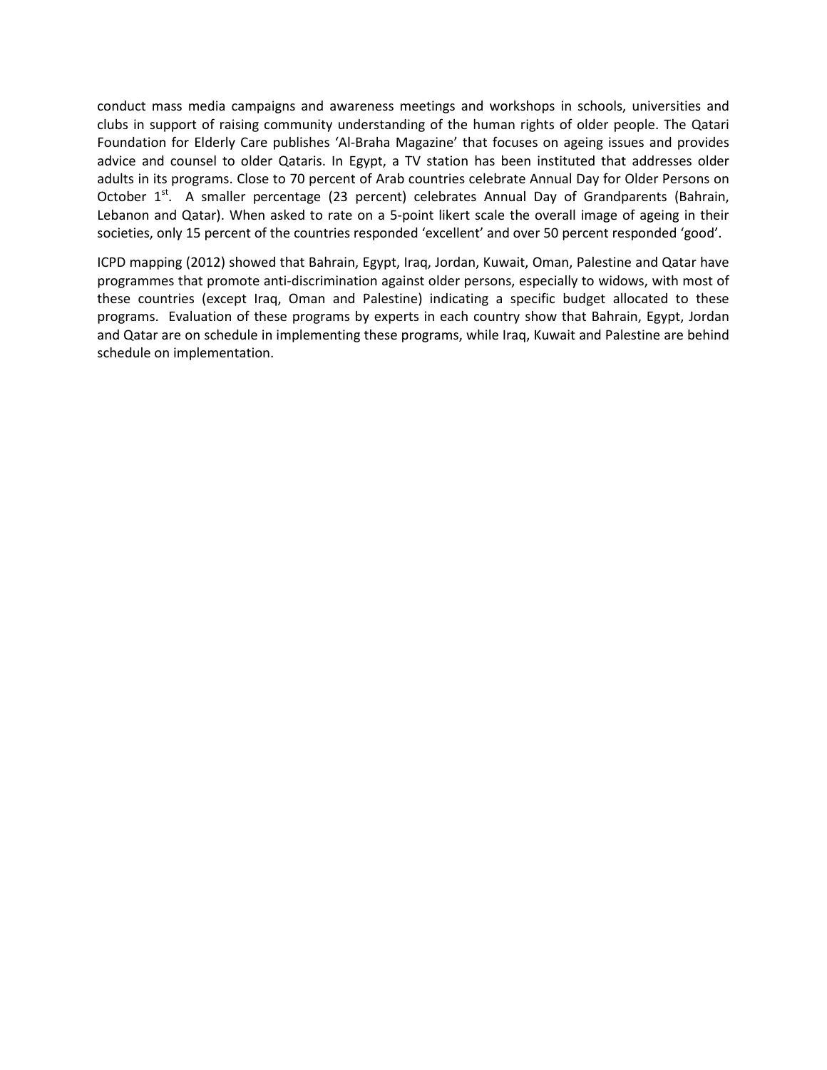conduct mass media campaigns and awareness meetings and workshops in schools, universities and clubs in support of raising community understanding of the human rights of older people. The Qatari Foundation for Elderly Care publishes 'Al-Braha Magazine' that focuses on ageing issues and provides advice and counsel to older Qataris. In Egypt, a TV station has been instituted that addresses older adults in its programs. Close to 70 percent of Arab countries celebrate Annual Day for Older Persons on October 1st. A smaller percentage (23 percent) celebrates Annual Day of Grandparents (Bahrain, Lebanon and Qatar). When asked to rate on a 5-point likert scale the overall image of ageing in their societies, only 15 percent of the countries responded 'excellent' and over 50 percent responded 'good'.

ICPD mapping (2012) showed that Bahrain, Egypt, Iraq, Jordan, Kuwait, Oman, Palestine and Qatar have programmes that promote anti-discrimination against older persons, especially to widows, with most of these countries (except Iraq, Oman and Palestine) indicating a specific budget allocated to these programs. Evaluation of these programs by experts in each country show that Bahrain, Egypt, Jordan and Qatar are on schedule in implementing these programs, while Iraq, Kuwait and Palestine are behind schedule on implementation.